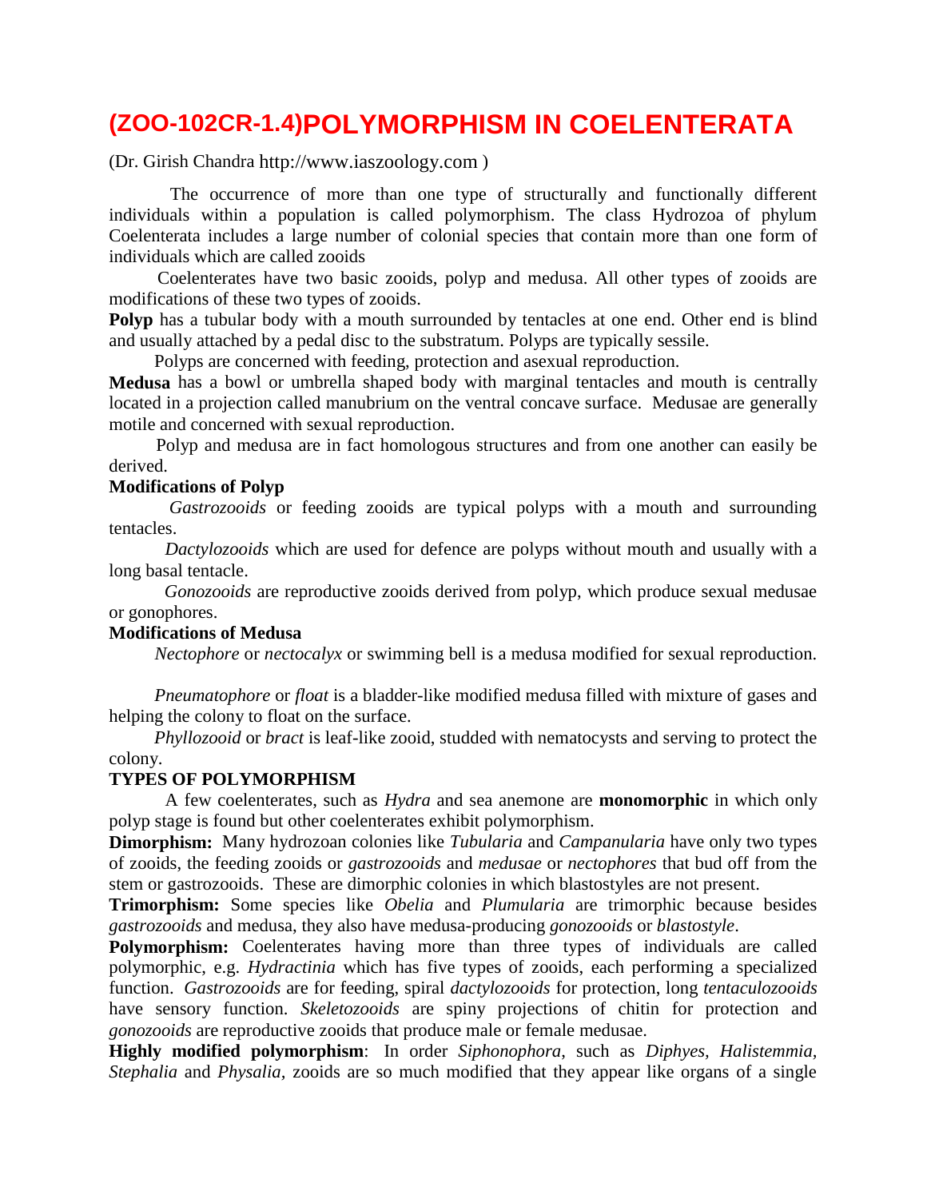# (ZOO-102CR-1.4)POLYMORPHISM IN COELENTERATA

(Dr. Girish Chandra http://www.iaszoology.com )

The occurrence of more than one type of structurally and functionally different individuals within a population is called polymorphism. The class Hydrozoa of phylum Coelenterata includes a large number of colonial species that contain more than one form of individuals which are called zooids

Coelenterates have two basic zooids, polyp and medusa. All other types of zooids are modifications of these two types of zooids.

**Polyp** has a tubular body with a mouth surrounded by tentacles at one end. Other end is blind and usually attached by a pedal disc to the substratum. Polyps are typically sessile.

Polyps are concerned with feeding, protection and asexual reproduction.

**Medusa** has a bowl or umbrella shaped body with marginal tentacles and mouth is centrally located in a projection called manubrium on the ventral concave surface. Medusae are generally motile and concerned with sexual reproduction.

Polyp and medusa are in fact homologous structures and from one another can easily be derived.

**Modifications of Polyp**

*Gastrozooids* or feeding zooids are typical polyps with a mouth and surrounding tentacles.

*Dactylozooids* which are used for defence are polyps without mouth and usually with a long basal tentacle.

*Gonozooids* are reproductive zooids derived from polyp, which produce sexual medusae or gonophores.

**Modifications of Medusa**

*Nectophore* or *nectocalyx* or swimming bell is a medusa modified for sexual reproduction.

*Pneumatophore* or *float* is a bladder-like modified medusa filled with mixture of gases and helping the colony to float on the surface.

*Phyllozooid* or *bract* is leaf-like zooid, studded with nematocysts and serving to protect the colony.

**TYPES OF POLYMORPHISM**

A few coelenterates, such as *Hydra* and sea anemone are **monomorphic** in which only polyp stage is found but other coelenterates exhibit polymorphism.

**Dimorphism:** Many hydrozoan colonies like *Tubularia* and *Campanularia* have only two types of zooids, the feeding zooids or *gastrozooids* and *medusae* or *nectophores* that bud off from the stem or gastrozooids. These are dimorphic colonies in which blastostyles are not present.

**Trimorphism:** Some species like *Obelia* and *Plumularia* are trimorphic because besides *gastrozooids* and medusa, they also have medusa-producing *gonozooids* or *blastostyle*.

**Polymorphism:** Coelenterates having more than three types of individuals are called polymorphic, e.g. *Hydractinia* which has five types of zooids, each performing a specialized function. *Gastrozooids* are for feeding, spiral *dactylozooids* for protection, long *tentaculozooids* have sensory function. *Skeletozooids* are spiny projections of chitin for protection and *gonozooids* are reproductive zooids that produce male or female medusae.

**Highly modified polymorphism**: In order *Siphonophora*, such as *Diphyes, Halistemmia, Stephalia* and *Physalia*, zooids are so much modified that they appear like organs of a single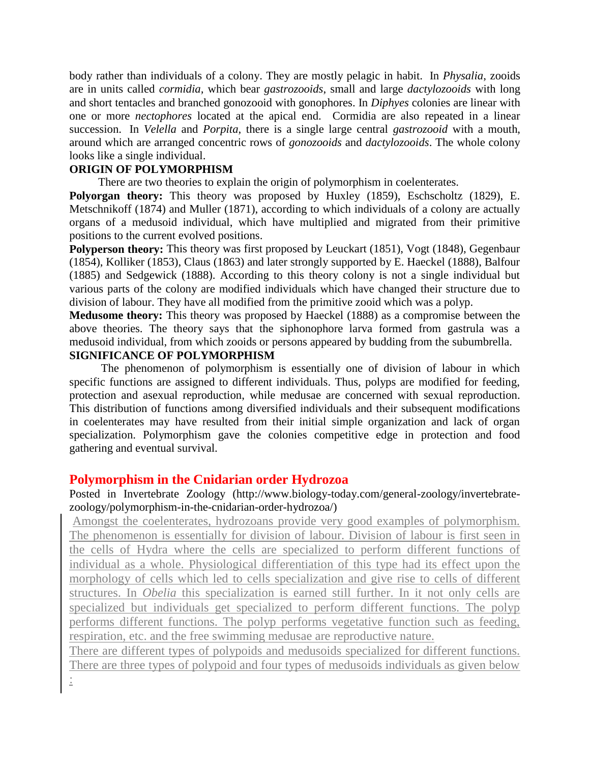body rather than individuals of a colony. They are mostly pelagic in habit. In *Physalia*, zooids are in units called *cormidia*, which bear *gastrozooids*, small and large *dactylozooids* with long and short tentacles and branched gonozooid with gonophores. In *Diphyes* colonies are linear with one or more *nectophores* located at the apical end. Cormidia are also repeated in a linear succession. In *Velella* and *Porpita*, there is a single large central *gastrozooid* with a mouth, around which are arranged concentric rows of *gonozooids* and *dactylozooids*. The whole colony looks like a single individual.

**ORIGIN OF POLYMORPHISM**

There are two theories to explain the origin of polymorphism in coelenterates.

**Polyorgan theory:** This theory was proposed by Huxley (1859), Eschscholtz (1829), E. Metschnikoff (1874) and Muller (1871), according to which individuals of a colony are actually organs of a medusoid individual, which have multiplied and migrated from their primitive positions to the current evolved positions.

**Polyperson theory:** This theory was first proposed by Leuckart (1851), Vogt (1848), Gegenbaur (1854), Kolliker (1853), Claus (1863) and later strongly supported by E. Haeckel (1888), Balfour (1885) and Sedgewick (1888). According to this theory colony is not a single individual but various parts of the colony are modified individuals which have changed their structure due to division of labour. They have all modified from the primitive zooid which was a polyp.

**Medusome theory:** This theory was proposed by Haeckel (1888) as a compromise between the above theories. The theory says that the siphonophore larva formed from gastrula was a medusoid individual, from which zooids or persons appeared by budding from the subumbrella.

**SIGNIFICANCE OF POLYMORPHISM**

The phenomenon of polymorphism is essentially one of division of labour in which specific functions are assigned to different individuals. Thus, polyps are modified for feeding, protection and asexual reproduction, while medusae are concerned with sexual reproduction. This distribution of functions among diversified individuals and their subsequent modifications in coelenterates may have resulted from their initial simple organization and lack of organ specialization. Polymorphism gave the colonies competitive edge in protection and food gathering and eventual survival.

## Polymorphism in the Cnidarian order Hydrozoa

Posted in Invertebrate Zoology (http://www.biology-today.com/general-zoology/invertebrate-zoology/polymorphism-in-the-cnidarian-order-hydrozoa/)

Amongst the coelenterates, hydrozoans provide very good examples of polymorphism. The phenomenon is essentially for division of labour. Division of labour is first seen in the cells of Hydra where the cells are specialized to perform different functions of individual as a whole. Physiological differentiation of this type had its effect upon the morphology of cells which led to cells specialization and give rise to cells of different structures. In *Obelia* this specialization is earned still further. In it not only cells are specialized but individuals get specialized to perform different functions. The polyp performs different functions. The polyp performs vegetative function such as feeding, respiration, etc. and the free swimming medusae are reproductive nature.

There are different types of polypoids and medusoids specialized for different functions. There are three types of polypoid and four types of medusoids individuals as given below :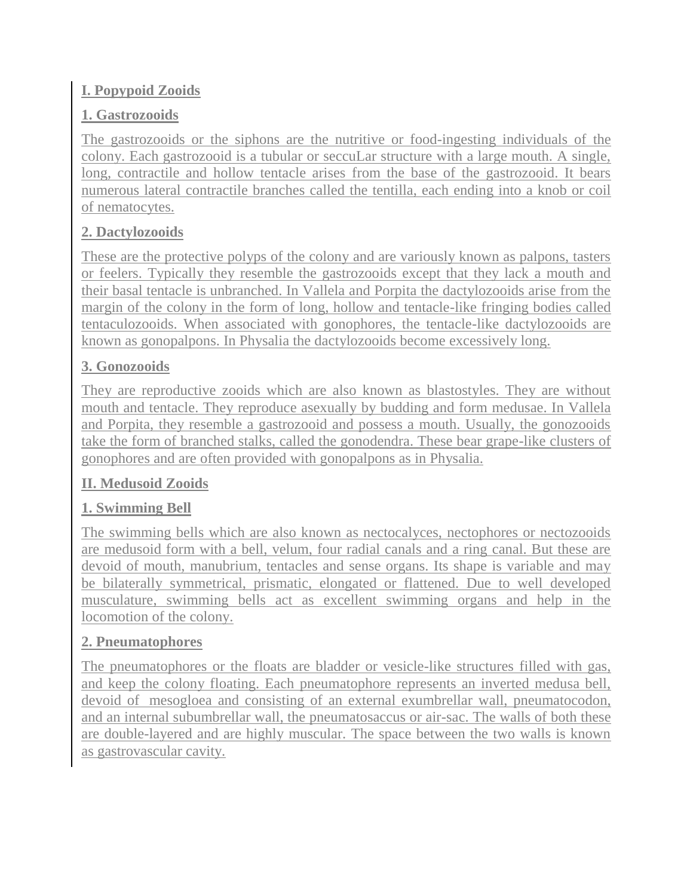**I. Popypoid Zooids**

**1. Gastrozooids**

The gastrozooids or the siphons are the nutritive or food-ingesting individuals of the colony. Each gastrozooid is a tubular or seccuLar structure with a large mouth. A single, long, contractile and hollow tentacle arises from the base of the gastrozooid. It bears numerous lateral contractile branches called the tentilla, each ending into a knob or coil of nematocytes.

**2. Dactylozooids**

These are the protective polyps of the colony and are variously known as palpons, tasters or feelers. Typically they resemble the gastrozooids except that they lack a mouth and their basal tentacle is unbranched. In Vallela and Porpita the dactylozooids arise from the margin of the colony in the form of long, hollow and tentacle-like fringing bodies called tentaculozooids. When associated with gonophores, the tentacle-like dactylozooids are known as gonopalpons. In Physalia the dactylozooids become excessively long.

**3. Gonozooids**

They are reproductive zooids which are also known as blastostyles. They are without mouth and tentacle. They reproduce asexually by budding and form medusae. In Vallela and Porpita, they resemble a gastrozooid and possess a mouth. Usually, the gonozooids take the form of branched stalks, called the gonodendra. These bear grape-like clusters of gonophores and are often provided with gonopalpons as in Physalia.

**II. Medusoid Zooids**

**1. Swimming Bell**

The swimming bells which are also known as nectocalyces, nectophores or nectozooids are medusoid form with a bell, velum, four radial canals and a ring canal. But these are devoid of mouth, manubrium, tentacles and sense organs. Its shape is variable and may be bilaterally symmetrical, prismatic, elongated or flattened. Due to well developed musculature, swimming bells act as excellent swimming organs and help in the locomotion of the colony.

**2. Pneumatophores**

The pneumatophores or the floats are bladder or vesicle-like structures filled with gas, and keep the colony floating. Each pneumatophore represents an inverted medusa bell, devoid of mesogloea and consisting of an external exumbrellar wall, pneumatocodon, and an internal subumbrellar wall, the pneumatosaccus or air-sac. The walls of both these are double-layered and are highly muscular. The space between the two walls is known as gastrovascular cavity.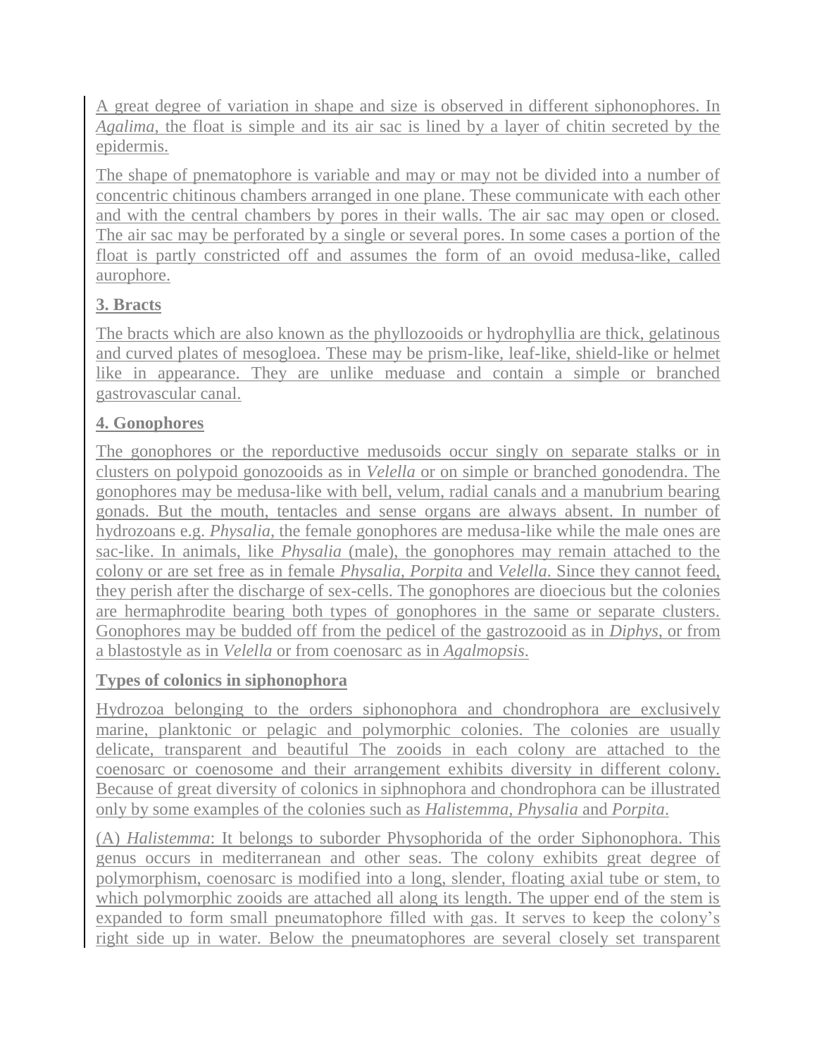A great degree of variation in shape and size is observed in different siphonophores. In *Agalima*, the float is simple and its air sac is lined by a layer of chitin secreted by the epidermis.

The shape of pnematophore is variable and may or may not be divided into a number of concentric chitinous chambers arranged in one plane. These communicate with each other and with the central chambers by pores in their walls. The air sac may open or closed. The air sac may be perforated by a single or several pores. In some cases a portion of the float is partly constricted off and assumes the form of an ovoid medusa-like, called aurophore.

**3. Bracts**

The bracts which are also known as the phyllozooids or hydrophyllia are thick, gelatinous and curved plates of mesogloea. These may be prism-like, leaf-like, shield-like or helmet like in appearance. They are unlike meduase and contain a simple or branched gastrovascular canal.

**4. Gonophores**

The gonophores or the reporductive medusoids occur singly on separate stalks or in clusters on polypoid gonozooids as in *Velella* or on simple or branched gonodendra. The gonophores may be medusa-like with bell, velum, radial canals and a manubrium bearing gonads. But the mouth, tentacles and sense organs are always absent. In number of hydrozoans e.g. *Physalia*, the female gonophores are medusa-like while the male ones are sac-like. In animals, like *Physalia* (male), the gonophores may remain attached to the colony or are set free as in female *Physalia, Porpita* and *Velella*. Since they cannot feed, they perish after the discharge of sex-cells. The gonophores are dioecious but the colonies are hermaphrodite bearing both types of gonophores in the same or separate clusters. Gonophores may be budded off from the pedicel of the gastrozooid as in *Diphys*, or from a blastostyle as in *Velella* or from coenosarc as in *Agalmopsis*.

**Types of colonics in siphonophora**

Hydrozoa belonging to the orders siphonophora and chondrophora are exclusively marine, planktonic or pelagic and polymorphic colonies. The colonies are usually delicate, transparent and beautiful The zooids in each colony are attached to the coenosarc or coenosome and their arrangement exhibits diversity in different colony. Because of great diversity of colonics in siphnophora and chondrophora can be illustrated only by some examples of the colonies such as *Halistemma, Physalia* and *Porpita*.

(A) *Halistemma*: It belongs to suborder Physophorida of the order Siphonophora. This genus occurs in mediterranean and other seas. The colony exhibits great degree of polymorphism, coenosarc is modified into a long, slender, floating axial tube or stem, to which polymorphic zooids are attached all along its length. The upper end of the stem is expanded to form small pneumatophore filled with gas. It serves to keep the colony's right side up in water. Below the pneumatophores are several closely set transparent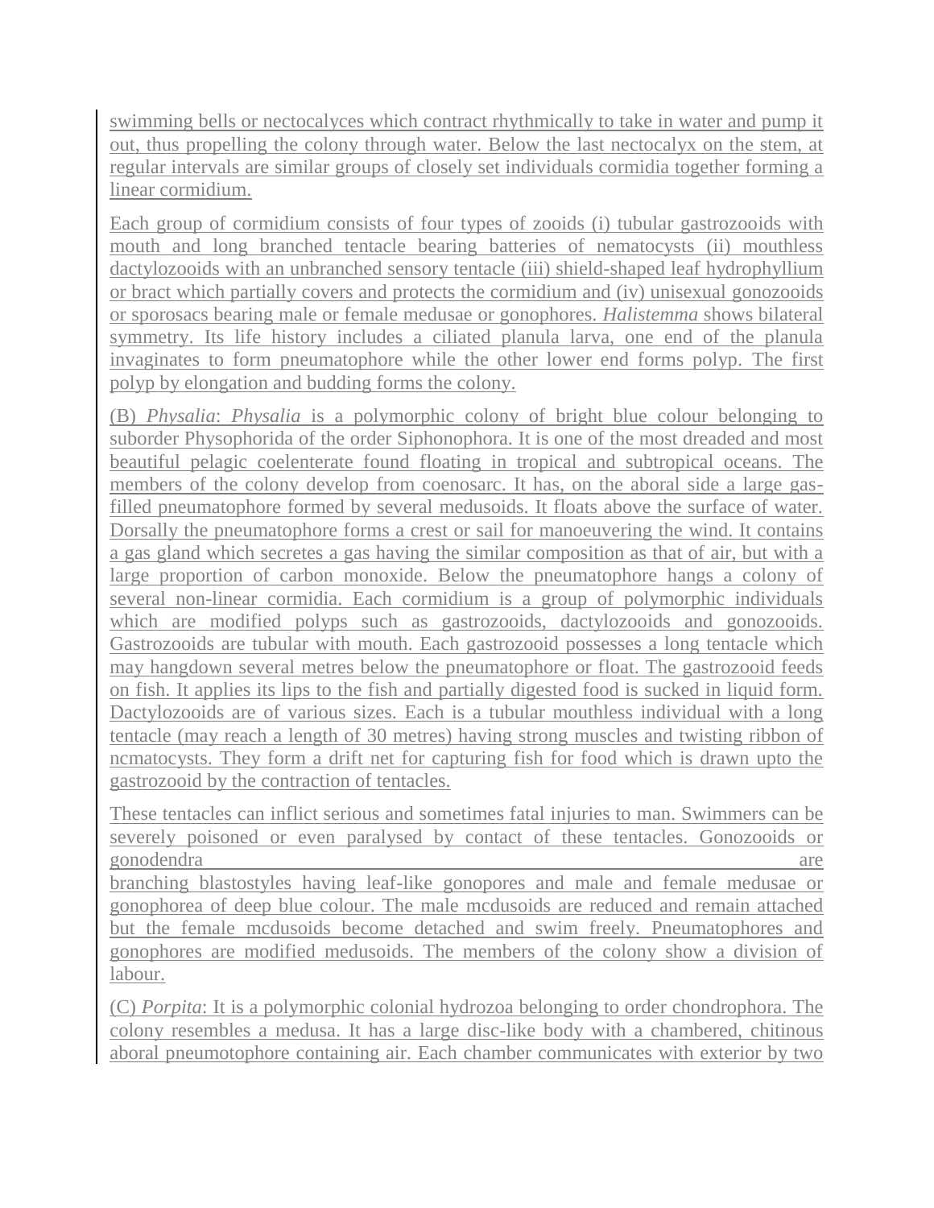swimming bells or nectocalyces which contract rhythmically to take in water and pump it out, thus propelling the colony through water. Below the last nectocalyx on the stem, at regular intervals are similar groups of closely set individuals cormidia together forming a linear cormidium.

Each group of cormidium consists of four types of zooids (i) tubular gastrozooids with mouth and long branched tentacle bearing batteries of nematocysts (ii) mouthless dactylozooids with an unbranched sensory tentacle (iii) shield-shaped leaf hydrophyllium or bract which partially covers and protects the cormidium and (iv) unisexual gonozooids or sporosacs bearing male or female medusae or gonophores. *Halistemma* shows bilateral symmetry. Its life history includes a ciliated planula larva, one end of the planula invaginates to form pneumatophore while the other lower end forms polyp. The first polyp by elongation and budding forms the colony.

(B) *Physalia*: *Physalia* is a polymorphic colony of bright blue colour belonging to suborder Physophorida of the order Siphonophora. It is one of the most dreaded and most beautiful pelagic coelenterate found floating in tropical and subtropical oceans. The members of the colony develop from coenosarc. It has, on the aboral side a large gas-filled pneumatophore formed by several medusoids. It floats above the surface of water. Dorsally the pneumatophore forms a crest or sail for manoeuvering the wind. It contains a gas gland which secretes a gas having the similar composition as that of air, but with a large proportion of carbon monoxide. Below the pneumatophore hangs a colony of several non-linear cormidia. Each cormidium is a group of polymorphic individuals which are modified polyps such as gastrozooids, dactylozooids and gonozooids. Gastrozooids are tubular with mouth. Each gastrozooid possesses a long tentacle which may hangdown several metres below the pneumatophore or float. The gastrozooid feeds on fish. It applies its lips to the fish and partially digested food is sucked in liquid form. Dactylozooids are of various sizes. Each is a tubular mouthless individual with a long tentacle (may reach a length of 30 metres) having strong muscles and twisting ribbon of ncmatocysts. They form a drift net for capturing fish for food which is drawn upto the gastrozooid by the contraction of tentacles.

These tentacles can inflict serious and sometimes fatal injuries to man. Swimmers can be severely poisoned or even paralysed by contact of these tentacles. Gonozooids or gonodendra are branching blastostyles having leaf-like gonopores and male and female medusae or gonophorea of deep blue colour. The male mcdusoids are reduced and remain attached but the female mcdusoids become detached and swim freely. Pneumatophores and gonophores are modified medusoids. The members of the colony show a division of labour.

(C) *Porpita*: It is a polymorphic colonial hydrozoa belonging to order chondrophora. The colony resembles a medusa. It has a large disc-like body with a chambered, chitinous aboral pneumotophore containing air. Each chamber communicates with exterior by two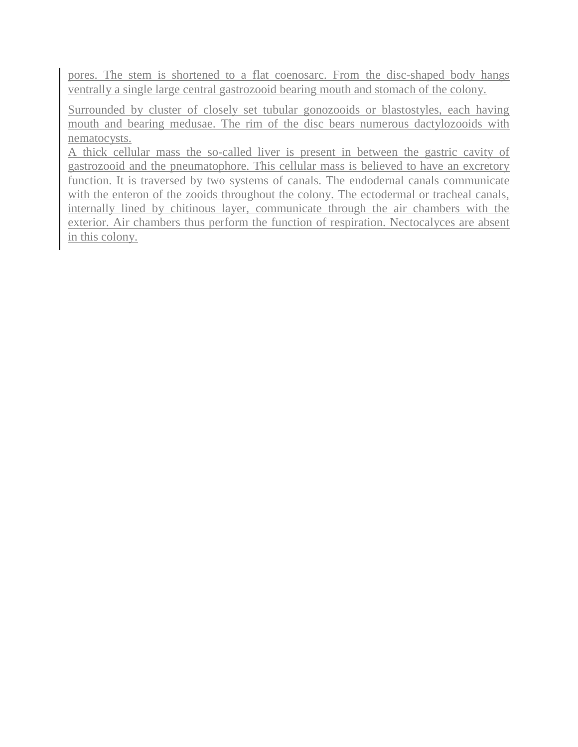pores. The stem is shortened to a flat coenosarc. From the disc-shaped body hangs ventrally a single large central gastrozooid bearing mouth and stomach of the colony.

Surrounded by cluster of closely set tubular gonozooids or blastostyles, each having mouth and bearing medusae. The rim of the disc bears numerous dactylozooids with nematocysts.

A thick cellular mass the so-called liver is present in between the gastric cavity of gastrozooid and the pneumatophore. This cellular mass is believed to have an excretory function. It is traversed by two systems of canals. The endodernal canals communicate with the enteron of the zooids throughout the colony. The ectodermal or tracheal canals, internally lined by chitinous layer, communicate through the air chambers with the exterior. Air chambers thus perform the function of respiration. Nectocalyces are absent in this colony.